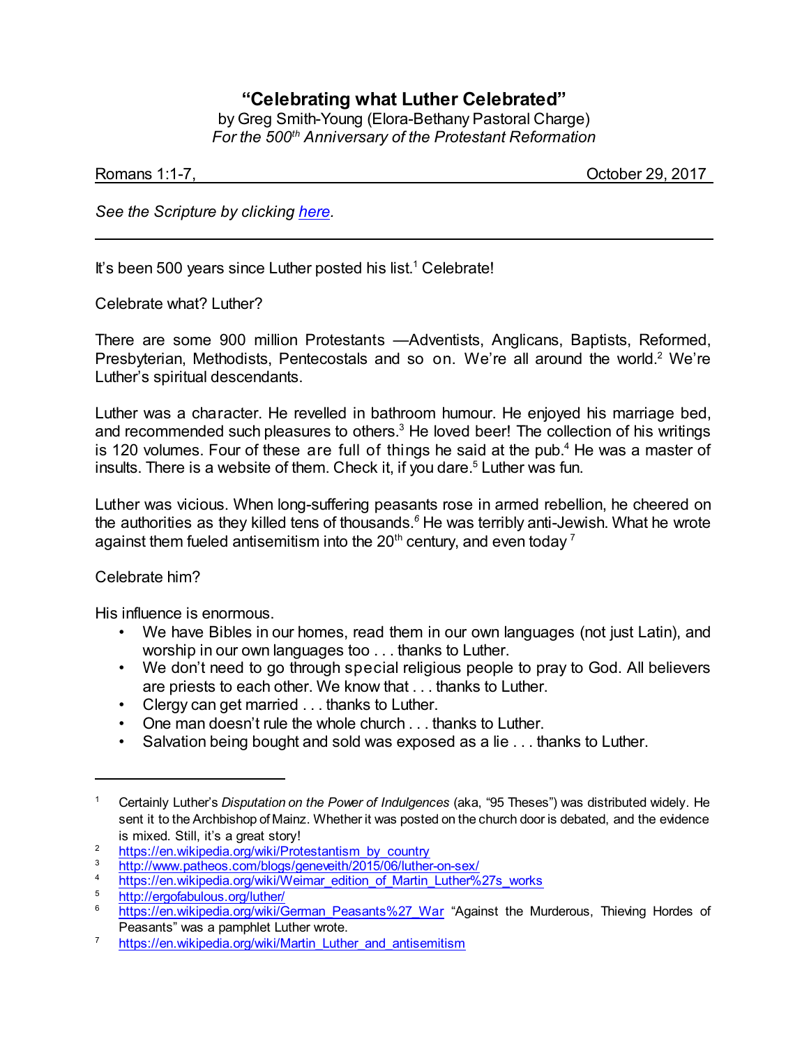# "Celebrating what Luther Celebrated"

by Greg Smith-Young (Elora-Bethany Pastoral Charge)
*For the 500th Anniversary of the Protestant Reformation*

Romans 1:1-7, October 29, 2017

*See the Scripture by clicking [here](#).*

---

It's been 500 years since Luther posted his list.[1] Celebrate!

Celebrate what? Luther?

There are some 900 million Protestants —Adventists, Anglicans, Baptists, Reformed, Presbyterian, Methodists, Pentecostals and so on. We're all around the world.[2] We're Luther's spiritual descendants.

Luther was a character. He revelled in bathroom humour. He enjoyed his marriage bed, and recommended such pleasures to others.[3] He loved beer! The collection of his writings is 120 volumes. Four of these are full of things he said at the pub.[4] He was a master of insults. There is a website of them. Check it, if you dare.[5] Luther was fun.

Luther was vicious. When long-suffering peasants rose in armed rebellion, he cheered on the authorities as they killed tens of thousands.[6] He was terribly anti-Jewish. What he wrote against them fueled antisemitism into the 20th century, and even today [7]

Celebrate him?

His influence is enormous.

- We have Bibles in our homes, read them in our own languages (not just Latin), and worship in our own languages too . . . thanks to Luther.
- We don't need to go through special religious people to pray to God. All believers are priests to each other. We know that . . . thanks to Luther.
- Clergy can get married . . . thanks to Luther.
- One man doesn't rule the whole church . . . thanks to Luther.
- Salvation being bought and sold was exposed as a lie . . . thanks to Luther.

---

1. Certainly Luther's *Disputation on the Power of Indulgences* (aka, "95 Theses") was distributed widely. He sent it to the Archbishop of Mainz. Whether it was posted on the church door is debated, and the evidence is mixed. Still, it's a great story!
2. https://en.wikipedia.org/wiki/Protestantism_by_country
3. http://www.patheos.com/blogs/geneveith/2015/06/luther-on-sex/
4. https://en.wikipedia.org/wiki/Weimar_edition_of_Martin_Luther%27s_works
5. http://ergofabulous.org/luther/
6. https://en.wikipedia.org/wiki/German_Peasants%27_War "Against the Murderous, Thieving Hordes of Peasants" was a pamphlet Luther wrote.
7. https://en.wikipedia.org/wiki/Martin_Luther_and_antisemitism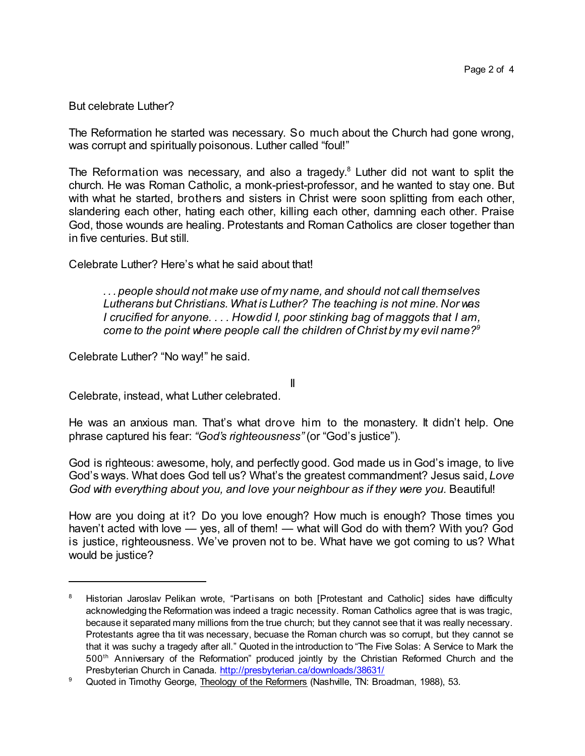But celebrate Luther?

The Reformation he started was necessary. So much about the Church had gone wrong, was corrupt and spiritually poisonous. Luther called "foul!"

The Reformation was necessary, and also a tragedy.[8] Luther did not want to split the church. He was Roman Catholic, a monk-priest-professor, and he wanted to stay one. But with what he started, brothers and sisters in Christ were soon splitting from each other, slandering each other, hating each other, killing each other, damning each other. Praise God, those wounds are healing. Protestants and Roman Catholics are closer together than in five centuries. But still.

Celebrate Luther? Here's what he said about that!

> *. . . people should not make use of my name, and should not call themselves Lutherans but Christians. What is Luther? The teaching is not mine. Nor was I crucified for anyone. . . . How did I, poor stinking bag of maggots that I am, come to the point where people call the children of Christ by my evil name?*[9]

Celebrate Luther? "No way!" he said.

## II

Celebrate, instead, what Luther celebrated.

He was an anxious man. That's what drove him to the monastery. It didn't help. One phrase captured his fear: *"God's righteousness"* (or "God's justice").

God is righteous: awesome, holy, and perfectly good. God made us in God's image, to live God's ways. What does God tell us? What's the greatest commandment? Jesus said, *Love God with everything about you, and love your neighbour as if they were you.* Beautiful!

How are you doing at it? Do you love enough? How much is enough? Those times you haven't acted with love — yes, all of them! — what will God do with them? With you? God is justice, righteousness. We've proven not to be. What have we got coming to us? What would be justice?

---

[8] Historian Jaroslav Pelikan wrote, "Partisans on both [Protestant and Catholic] sides have difficulty acknowledging the Reformation was indeed a tragic necessity. Roman Catholics agree that is was tragic, because it separated many millions from the true church; but they cannot see that it was really necessary. Protestants agree tha tit was necessary, becuase the Roman church was so corrupt, but they cannot se that it was suchy a tragedy after all." Quoted in the introduction to "The Five Solas: A Service to Mark the 500th Anniversary of the Reformation" produced jointly by the Christian Reformed Church and the Presbyterian Church in Canada. http://presbyterian.ca/downloads/38631/

[9] Quoted in Timothy George, Theology of the Reformers (Nashville, TN: Broadman, 1988), 53.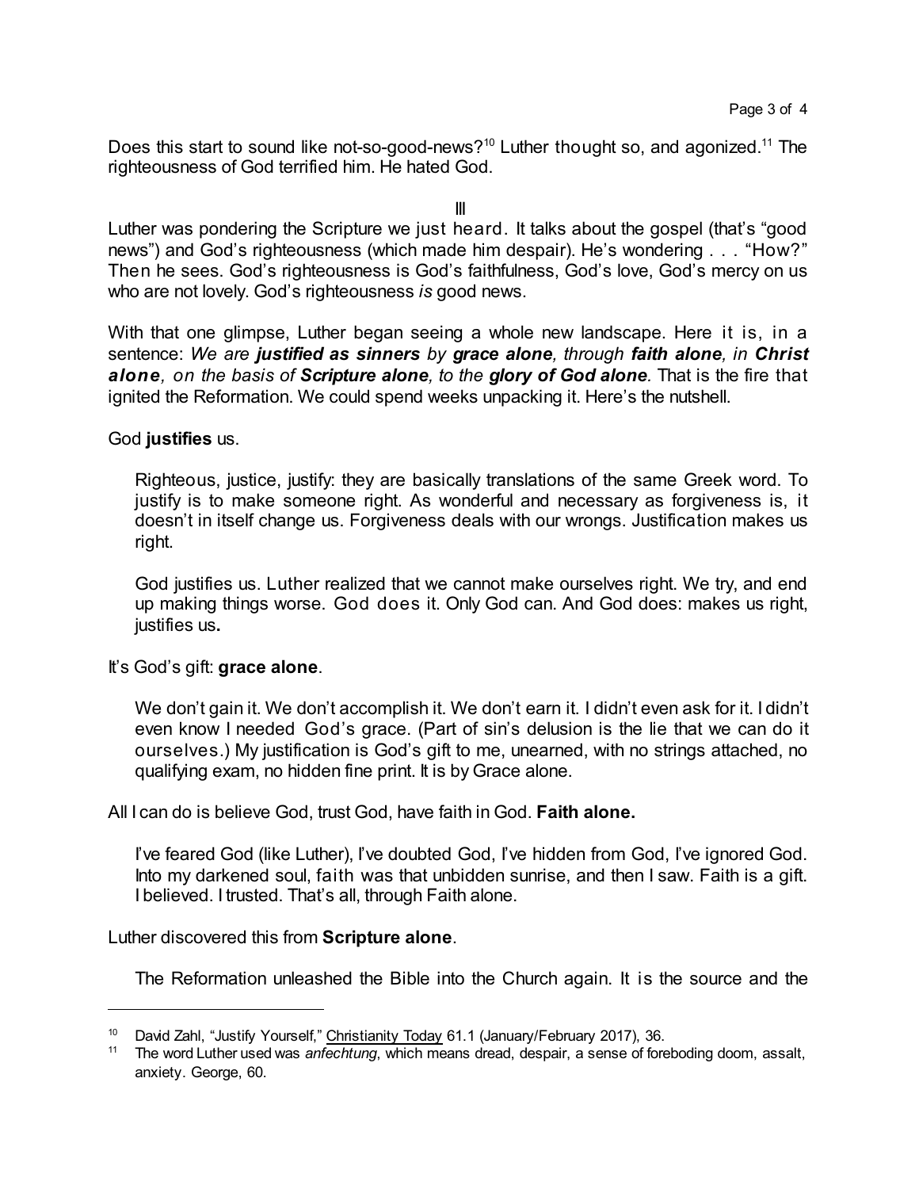Does this start to sound like not-so-good-news?[10] Luther thought so, and agonized.[11] The righteousness of God terrified him. He hated God.

III

Luther was pondering the Scripture we just heard. It talks about the gospel (that's "good news") and God's righteousness (which made him despair). He's wondering . . . "How?" Then he sees. God's righteousness is God's faithfulness, God's love, God's mercy on us who are not lovely. God's righteousness *is* good news.

With that one glimpse, Luther began seeing a whole new landscape. Here it is, in a sentence: *We are **justified as sinners** by **grace alone**, through **faith alone**, in **Christ alone**, on the basis of **Scripture alone**, to the **glory of God alone**.* That is the fire that ignited the Reformation. We could spend weeks unpacking it. Here's the nutshell.

God **justifies** us.

> Righteous, justice, justify: they are basically translations of the same Greek word. To justify is to make someone right. As wonderful and necessary as forgiveness is, it doesn't in itself change us. Forgiveness deals with our wrongs. Justification makes us right.
>
> God justifies us. Luther realized that we cannot make ourselves right. We try, and end up making things worse. God does it. Only God can. And God does: makes us right, justifies us**.**

It's God's gift: **grace alone**.

> We don't gain it. We don't accomplish it. We don't earn it. I didn't even ask for it. I didn't even know I needed God's grace. (Part of sin's delusion is the lie that we can do it ourselves.) My justification is God's gift to me, unearned, with no strings attached, no qualifying exam, no hidden fine print. It is by Grace alone.

All I can do is believe God, trust God, have faith in God. **Faith alone.**

> I've feared God (like Luther), I've doubted God, I've hidden from God, I've ignored God. Into my darkened soul, faith was that unbidden sunrise, and then I saw. Faith is a gift. I believed. I trusted. That's all, through Faith alone.

Luther discovered this from **Scripture alone**.

> The Reformation unleashed the Bible into the Church again. It is the source and the

---

[10] David Zahl, "Justify Yourself," Christianity Today 61.1 (January/February 2017), 36.

[11] The word Luther used was *anfechtung*, which means dread, despair, a sense of foreboding doom, assalt, anxiety. George, 60.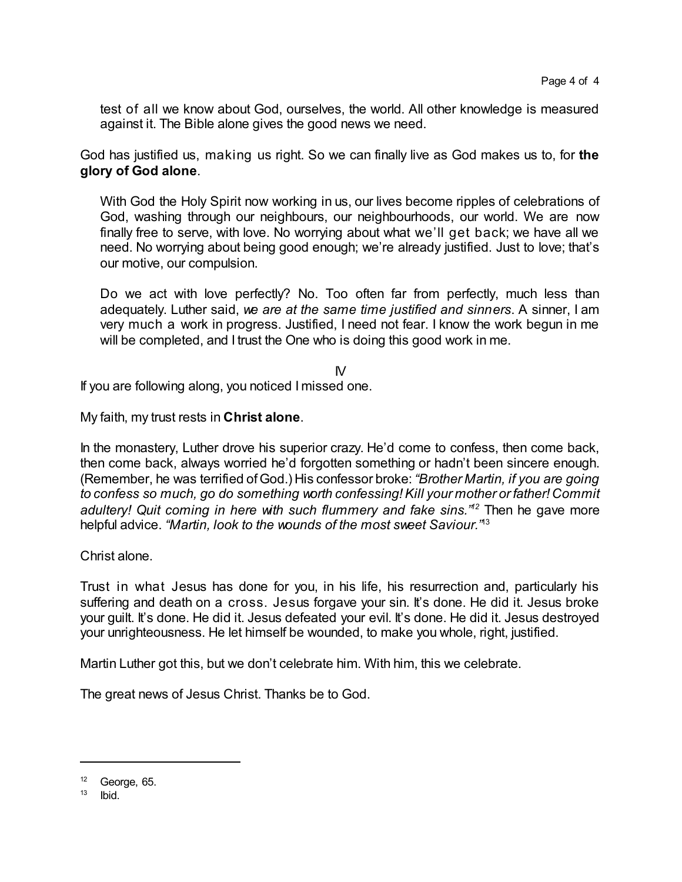test of all we know about God, ourselves, the world. All other knowledge is measured against it. The Bible alone gives the good news we need.

God has justified us, making us right. So we can finally live as God makes us to, for **the glory of God alone**.

With God the Holy Spirit now working in us, our lives become ripples of celebrations of God, washing through our neighbours, our neighbourhoods, our world. We are now finally free to serve, with love. No worrying about what we'll get back; we have all we need. No worrying about being good enough; we're already justified. Just to love; that's our motive, our compulsion.

Do we act with love perfectly? No. Too often far from perfectly, much less than adequately. Luther said, *we are at the same time justified and sinners*. A sinner, I am very much a work in progress. Justified, I need not fear. I know the work begun in me will be completed, and I trust the One who is doing this good work in me.

IV

If you are following along, you noticed I missed one.

My faith, my trust rests in **Christ alone**.

In the monastery, Luther drove his superior crazy. He'd come to confess, then come back, then come back, always worried he'd forgotten something or hadn't been sincere enough. (Remember, he was terrified of God.) His confessor broke: *"Brother Martin, if you are going to confess so much, go do something worth confessing! Kill your mother or father! Commit adultery! Quit coming in here with such flummery and fake sins."*[12] Then he gave more helpful advice. *"Martin, look to the wounds of the most sweet Saviour."*[13]

Christ alone.

Trust in what Jesus has done for you, in his life, his resurrection and, particularly his suffering and death on a cross. Jesus forgave your sin. It's done. He did it. Jesus broke your guilt. It's done. He did it. Jesus defeated your evil. It's done. He did it. Jesus destroyed your unrighteousness. He let himself be wounded, to make you whole, right, justified.

Martin Luther got this, but we don't celebrate him. With him, this we celebrate.

The great news of Jesus Christ. Thanks be to God.

---

[12] George, 65.

[13] Ibid.